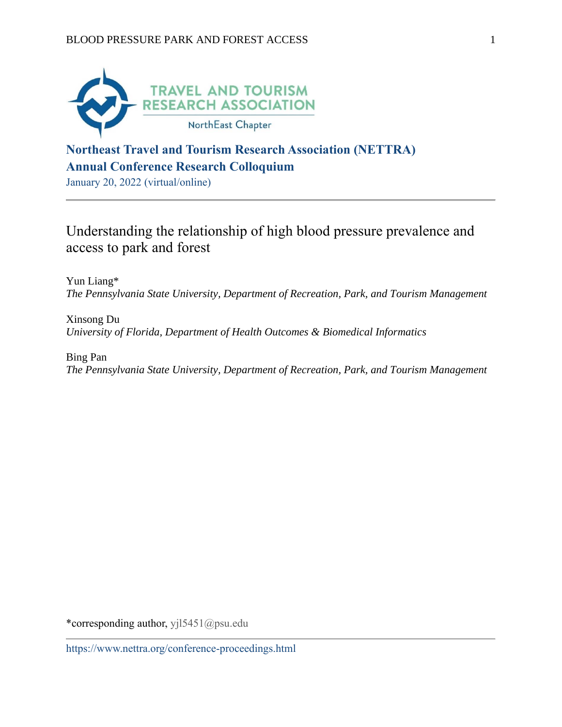TRAVEL AND TOURISM RESEARCH ASSOCIATION

NorthEast Chapter

**Northeast Travel and Tourism Research Association (NETTRA)**
**Annual Conference Research Colloquium**

January 20, 2022 (virtual/online)

---

# Understanding the relationship of high blood pressure prevalence and access to park and forest

Yun Liang*
*The Pennsylvania State University, Department of Recreation, Park, and Tourism Management*

Xinsong Du
*University of Florida, Department of Health Outcomes & Biomedical Informatics*

Bing Pan
*The Pennsylvania State University, Department of Recreation, Park, and Tourism Management*

*corresponding author, yjl5451@psu.edu

---

https://www.nettra.org/conference-proceedings.html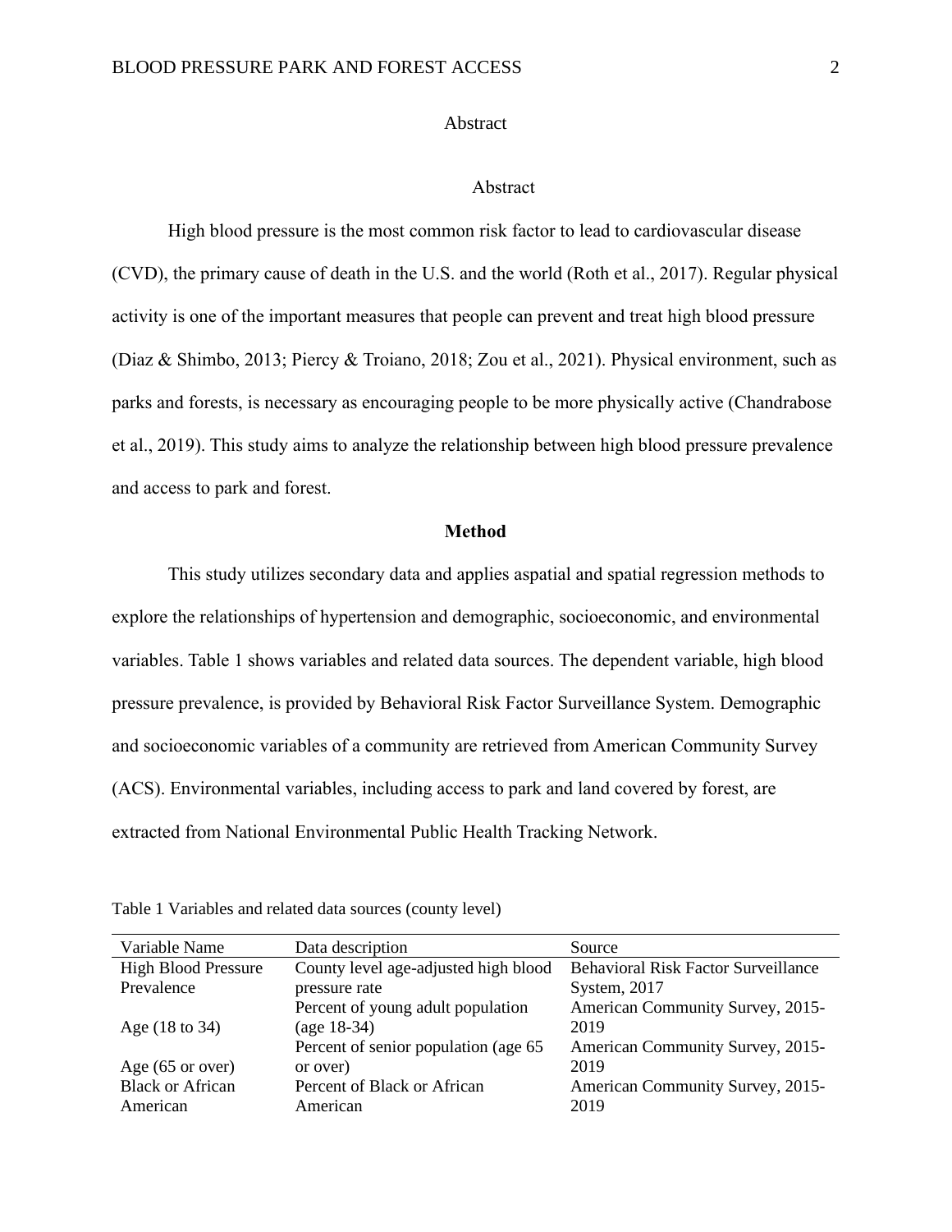Abstract

# Abstract

High blood pressure is the most common risk factor to lead to cardiovascular disease (CVD), the primary cause of death in the U.S. and the world (Roth et al., 2017). Regular physical activity is one of the important measures that people can prevent and treat high blood pressure (Diaz & Shimbo, 2013; Piercy & Troiano, 2018; Zou et al., 2021). Physical environment, such as parks and forests, is necessary as encouraging people to be more physically active (Chandrabose et al., 2019). This study aims to analyze the relationship between high blood pressure prevalence and access to park and forest.

## Method

This study utilizes secondary data and applies aspatial and spatial regression methods to explore the relationships of hypertension and demographic, socioeconomic, and environmental variables. Table 1 shows variables and related data sources. The dependent variable, high blood pressure prevalence, is provided by Behavioral Risk Factor Surveillance System. Demographic and socioeconomic variables of a community are retrieved from American Community Survey (ACS). Environmental variables, including access to park and land covered by forest, are extracted from National Environmental Public Health Tracking Network.

Table 1 Variables and related data sources (county level)

| Variable Name | Data description | Source |
|---|---|---|
| High Blood Pressure Prevalence | County level age-adjusted high blood pressure rate | Behavioral Risk Factor Surveillance System, 2017 |
| Age (18 to 34) | Percent of young adult population (age 18-34) | American Community Survey, 2015-2019 |
| Age (65 or over) | Percent of senior population (age 65 or over) | American Community Survey, 2015-2019 |
| Black or African American | Percent of Black or African American | American Community Survey, 2015-2019 |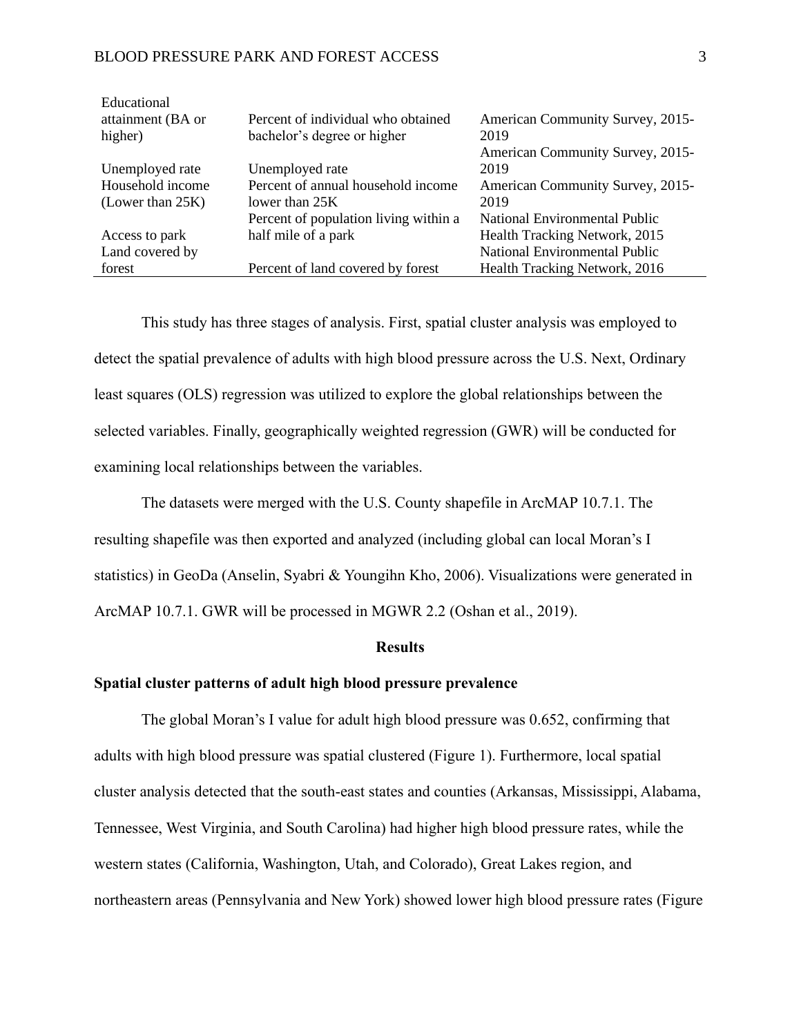| | | |
|---|---|---|
| Educational attainment (BA or higher) | Percent of individual who obtained bachelor's degree or higher | American Community Survey, 2015-2019 |
| Unemployed rate | Unemployed rate | American Community Survey, 2015-2019 |
| Household income (Lower than 25K) | Percent of annual household income lower than 25K | American Community Survey, 2015-2019 |
| Access to park | Percent of population living within a half mile of a park | National Environmental Public Health Tracking Network, 2015 |
| Land covered by forest | Percent of land covered by forest | National Environmental Public Health Tracking Network, 2016 |

This study has three stages of analysis. First, spatial cluster analysis was employed to detect the spatial prevalence of adults with high blood pressure across the U.S. Next, Ordinary least squares (OLS) regression was utilized to explore the global relationships between the selected variables. Finally, geographically weighted regression (GWR) will be conducted for examining local relationships between the variables.

The datasets were merged with the U.S. County shapefile in ArcMAP 10.7.1. The resulting shapefile was then exported and analyzed (including global can local Moran's I statistics) in GeoDa (Anselin, Syabri & Youngihn Kho, 2006). Visualizations were generated in ArcMAP 10.7.1. GWR will be processed in MGWR 2.2 (Oshan et al., 2019).

## Results

### Spatial cluster patterns of adult high blood pressure prevalence

The global Moran's I value for adult high blood pressure was 0.652, confirming that adults with high blood pressure was spatial clustered (Figure 1). Furthermore, local spatial cluster analysis detected that the south-east states and counties (Arkansas, Mississippi, Alabama, Tennessee, West Virginia, and South Carolina) had higher high blood pressure rates, while the western states (California, Washington, Utah, and Colorado), Great Lakes region, and northeastern areas (Pennsylvania and New York) showed lower high blood pressure rates (Figure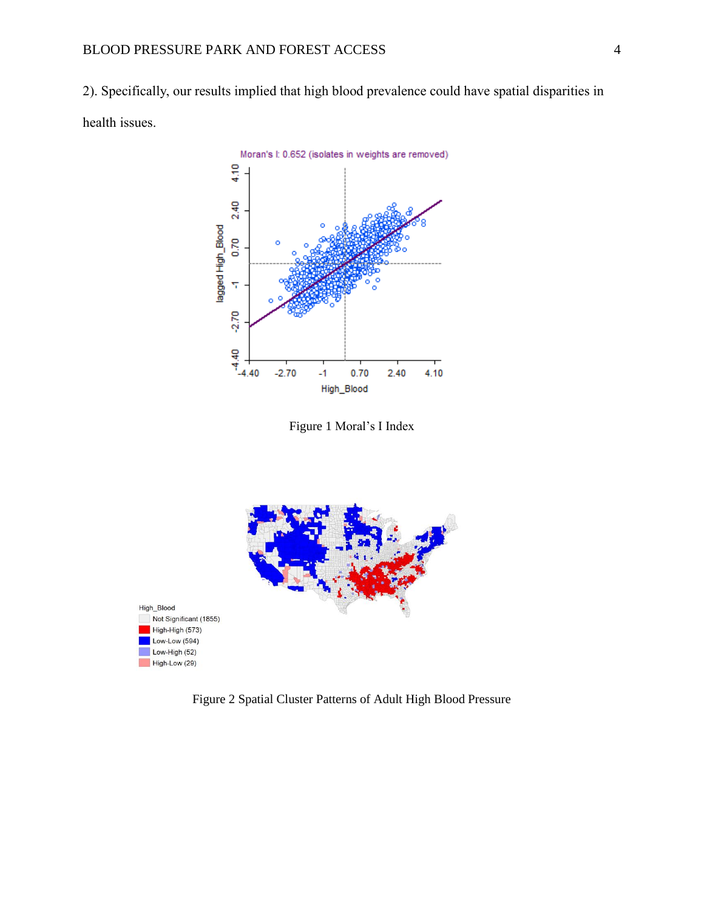2). Specifically, our results implied that high blood prevalence could have spatial disparities in health issues.

Figure 1 Moral's I Index

Figure 2 Spatial Cluster Patterns of Adult High Blood Pressure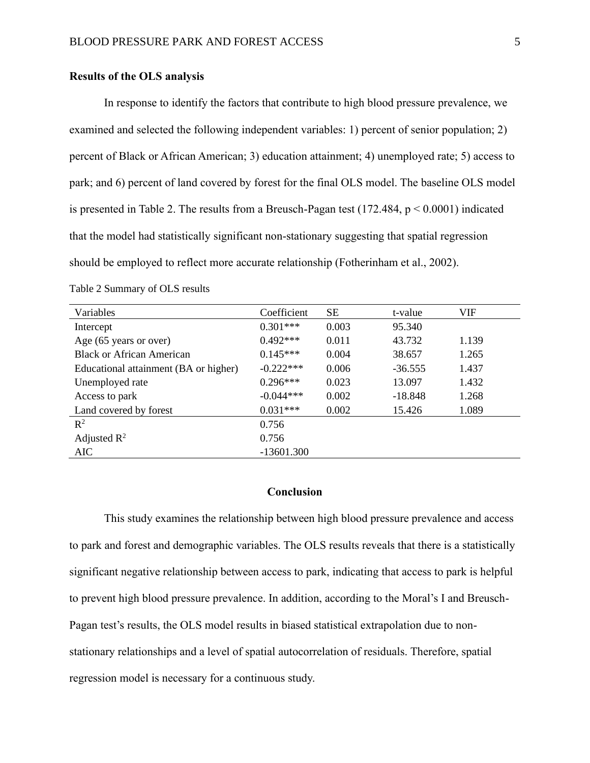**Results of the OLS analysis**

In response to identify the factors that contribute to high blood pressure prevalence, we examined and selected the following independent variables: 1) percent of senior population; 2) percent of Black or African American; 3) education attainment; 4) unemployed rate; 5) access to park; and 6) percent of land covered by forest for the final OLS model. The baseline OLS model is presented in Table 2. The results from a Breusch-Pagan test (172.484, $p < 0.0001$) indicated that the model had statistically significant non-stationary suggesting that spatial regression should be employed to reflect more accurate relationship (Fotherinham et al., 2002).

Table 2 Summary of OLS results

| Variables | Coefficient | SE | t-value | VIF |
|---|---|---|---|---|
| Intercept | 0.301*** | 0.003 | 95.340 | |
| Age (65 years or over) | 0.492*** | 0.011 | 43.732 | 1.139 |
| Black or African American | 0.145*** | 0.004 | 38.657 | 1.265 |
| Educational attainment (BA or higher) | -0.222*** | 0.006 | -36.555 | 1.437 |
| Unemployed rate | 0.296*** | 0.023 | 13.097 | 1.432 |
| Access to park | -0.044*** | 0.002 | -18.848 | 1.268 |
| Land covered by forest | 0.031*** | 0.002 | 15.426 | 1.089 |
| $R^2$ | 0.756 | | | |
| Adjusted $R^2$ | 0.756 | | | |
| AIC | -13601.300 | | | |

## Conclusion

This study examines the relationship between high blood pressure prevalence and access to park and forest and demographic variables. The OLS results reveals that there is a statistically significant negative relationship between access to park, indicating that access to park is helpful to prevent high blood pressure prevalence. In addition, according to the Moral's I and Breusch-Pagan test's results, the OLS model results in biased statistical extrapolation due to non-stationary relationships and a level of spatial autocorrelation of residuals. Therefore, spatial regression model is necessary for a continuous study.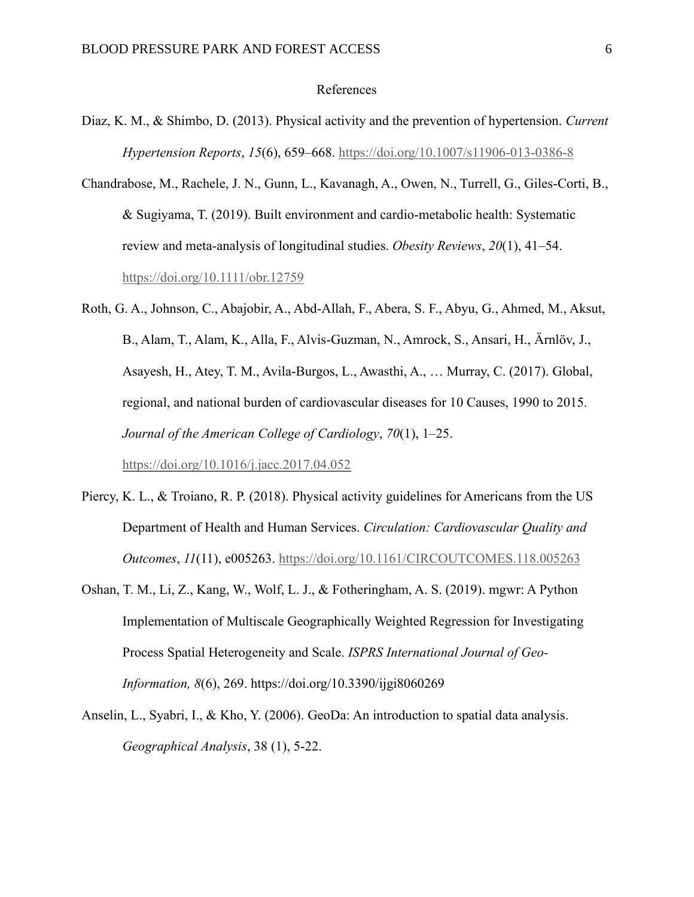# References

Diaz, K. M., & Shimbo, D. (2013). Physical activity and the prevention of hypertension. *Current Hypertension Reports*, *15*(6), 659–668. https://doi.org/10.1007/s11906-013-0386-8

Chandrabose, M., Rachele, J. N., Gunn, L., Kavanagh, A., Owen, N., Turrell, G., Giles-Corti, B., & Sugiyama, T. (2019). Built environment and cardio-metabolic health: Systematic review and meta-analysis of longitudinal studies. *Obesity Reviews*, *20*(1), 41–54. https://doi.org/10.1111/obr.12759

Roth, G. A., Johnson, C., Abajobir, A., Abd-Allah, F., Abera, S. F., Abyu, G., Ahmed, M., Aksut, B., Alam, T., Alam, K., Alla, F., Alvis-Guzman, N., Amrock, S., Ansari, H., Ärnlöv, J., Asayesh, H., Atey, T. M., Avila-Burgos, L., Awasthi, A., … Murray, C. (2017). Global, regional, and national burden of cardiovascular diseases for 10 Causes, 1990 to 2015. *Journal of the American College of Cardiology*, *70*(1), 1–25. https://doi.org/10.1016/j.jacc.2017.04.052

Piercy, K. L., & Troiano, R. P. (2018). Physical activity guidelines for Americans from the US Department of Health and Human Services. *Circulation: Cardiovascular Quality and Outcomes*, *11*(11), e005263. https://doi.org/10.1161/CIRCOUTCOMES.118.005263

Oshan, T. M., Li, Z., Kang, W., Wolf, L. J., & Fotheringham, A. S. (2019). mgwr: A Python Implementation of Multiscale Geographically Weighted Regression for Investigating Process Spatial Heterogeneity and Scale. *ISPRS International Journal of Geo-Information, 8*(6), 269. https://doi.org/10.3390/ijgi8060269

Anselin, L., Syabri, I., & Kho, Y. (2006). GeoDa: An introduction to spatial data analysis. *Geographical Analysis*, 38 (1), 5-22.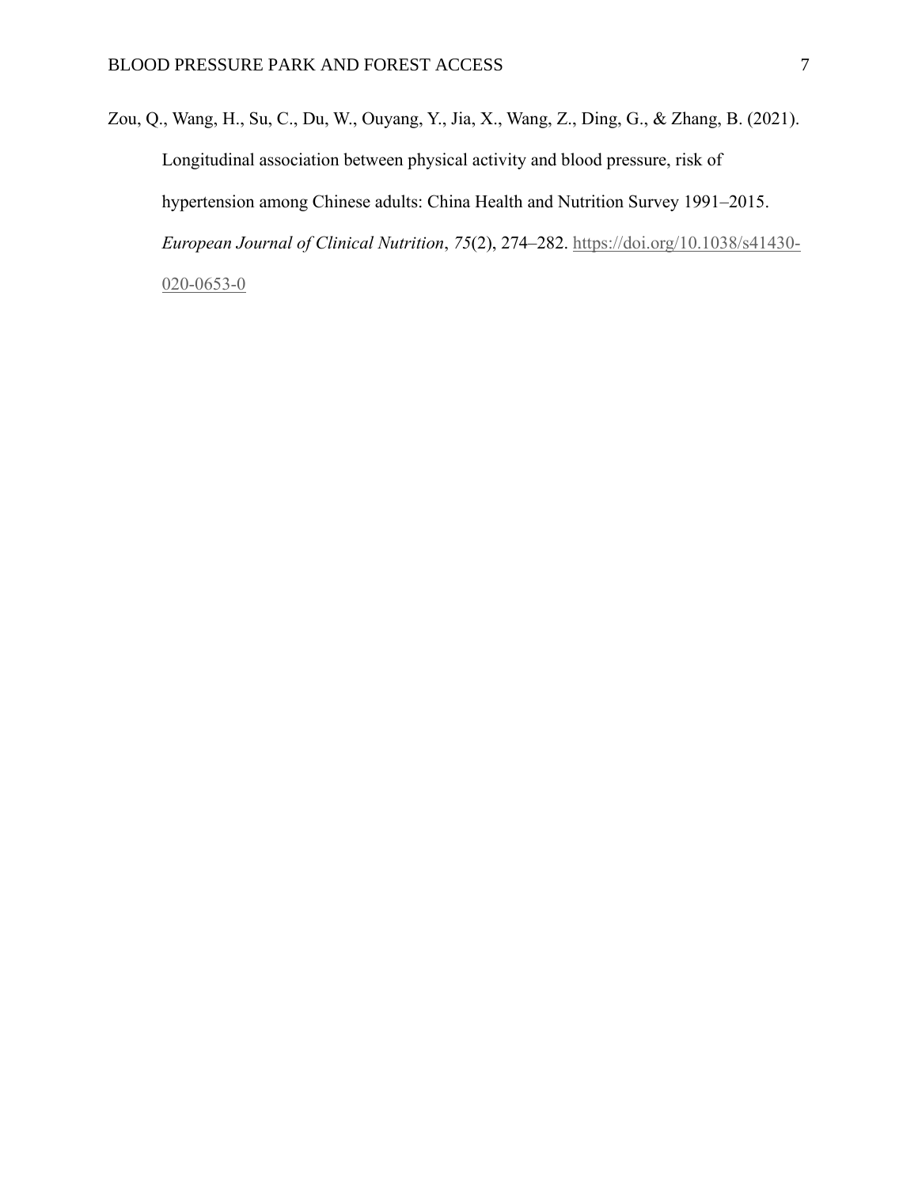Zou, Q., Wang, H., Su, C., Du, W., Ouyang, Y., Jia, X., Wang, Z., Ding, G., & Zhang, B. (2021). Longitudinal association between physical activity and blood pressure, risk of hypertension among Chinese adults: China Health and Nutrition Survey 1991–2015. *European Journal of Clinical Nutrition*, *75*(2), 274–282. https://doi.org/10.1038/s41430-020-0653-0